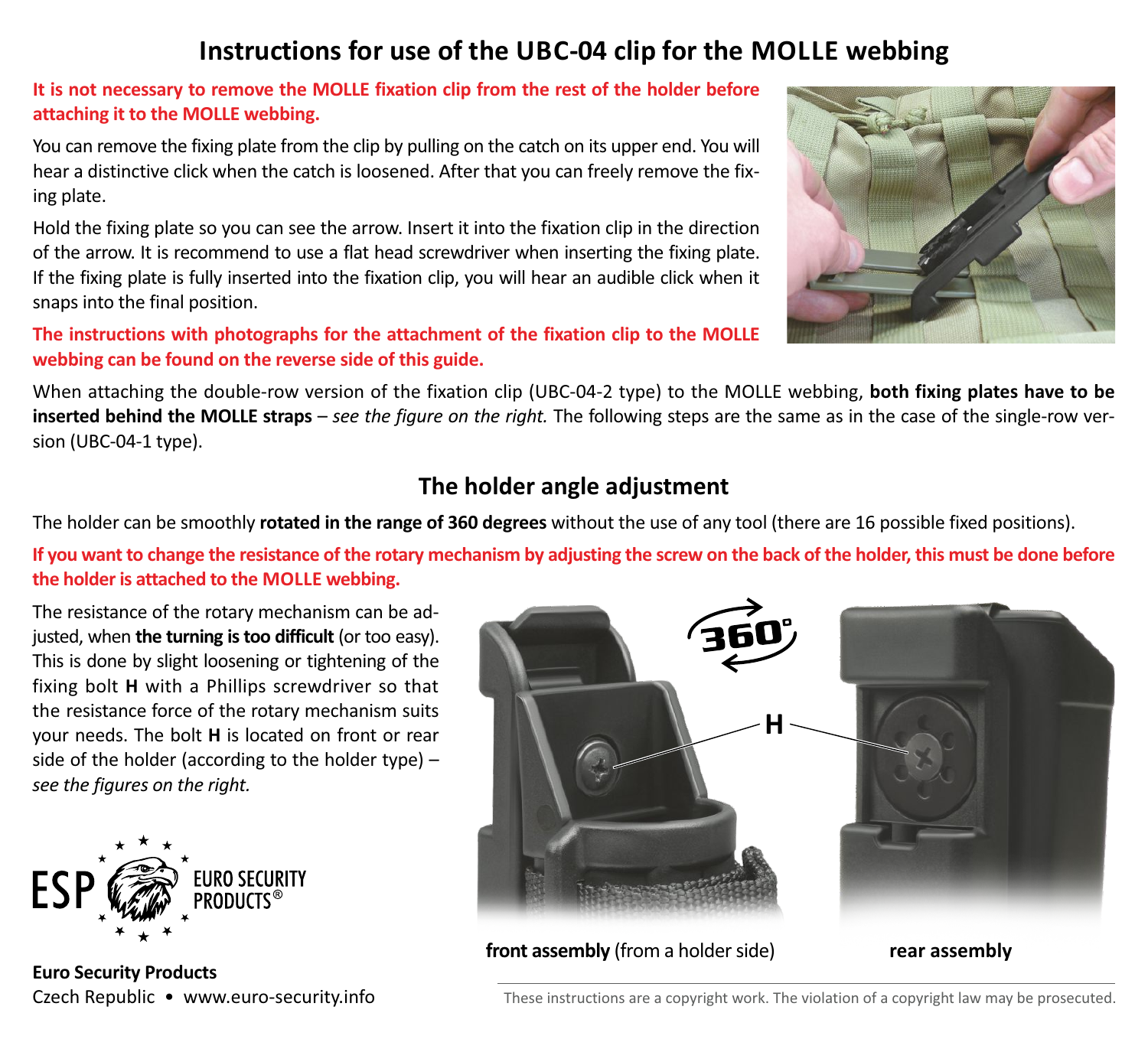# Instructions for use of the UBC-04 clip for the MOLLE webbing

**It is not necessary to remove the MOLLE fixation clip from the rest of the holder before attaching it to the MOLLE webbing.**

You can remove the fixing plate from the clip by pulling on the catch on its upper end. You will hear a distinctive click when the catch is loosened. After that you can freely remove the fixing plate.

Hold the fixing plate so you can see the arrow. Insert it into the fixation clip in the direction of the arrow. It is recommend to use a flat head screwdriver when inserting the fixing plate. If the fixing plate is fully inserted into the fixation clip, you will hear an audible click when it snaps into the final position.

**The instructions with photographs for the attachment of the fixation clip to the MOLLE webbing can be found on the reverse side of this guide.**

When attaching the double-row version of the fixation clip (UBC-04-2 type) to the MOLLE webbing, **both fixing plates have to be inserted behind the MOLLE straps** – *see the figure on the right.* The following steps are the same as in the case of the single-row version (UBC-04-1 type).

## The holder angle adjustment

The holder can be smoothly **rotated in the range of 360 degrees** without the use of any tool (there are 16 possible fixed positions).

**If you want to change the resistance of the rotary mechanism by adjusting the screw on the back of the holder, this must be done before the holder is attached to the MOLLE webbing.**

The resistance of the rotary mechanism can be adjusted, when **the turning is too difficult** (or too easy). This is done by slight loosening or tightening of the fixing bolt **H** with a Phillips screwdriver so that the resistance force of the rotary mechanism suits your needs. The bolt **H** is located on front or rear side of the holder (according to the holder type) – *see the figures on the right.*

**front assembly** (from a holder side) **rear assembly**

**Euro Security Products**
Czech Republic • www.euro-security.info

These instructions are a copyright work. The violation of a copyright law may be prosecuted.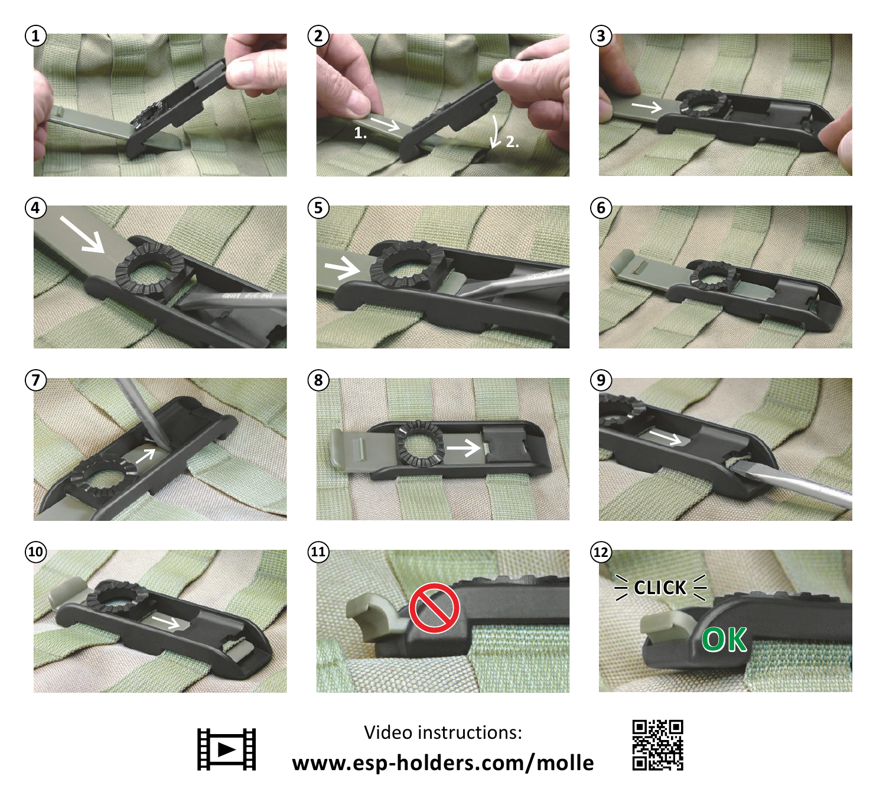Video instructions:

**www.esp-holders.com/molle**